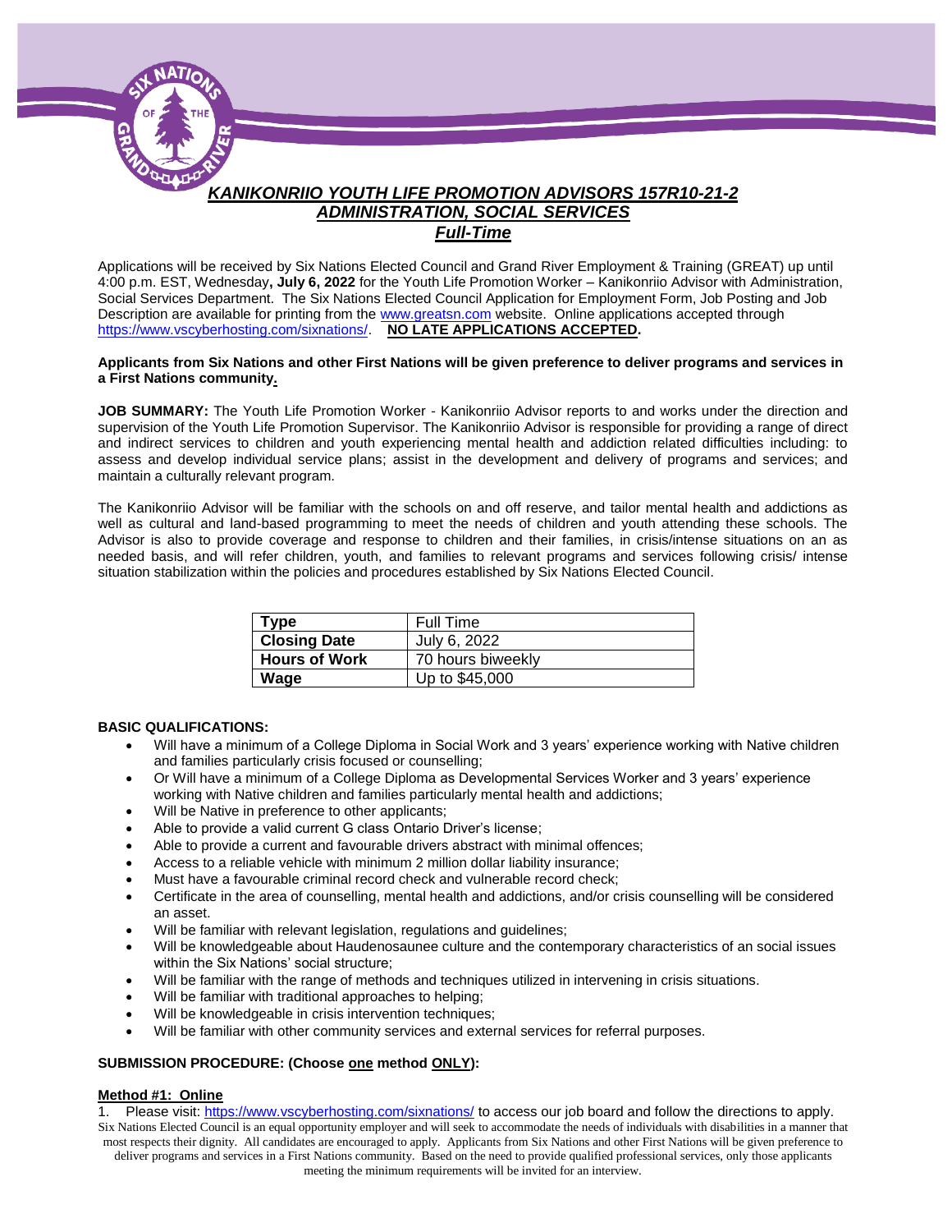# *KANIKONRIIO YOUTH LIFE PROMOTION ADVISORS 157R10-21-2*
## *ADMINISTRATION, SOCIAL SERVICES*
### *Full-Time*

Applications will be received by Six Nations Elected Council and Grand River Employment & Training (GREAT) up until 4:00 p.m. EST, Wednesday**, July 6, 2022** for the Youth Life Promotion Worker – Kanikonriio Advisor with Administration, Social Services Department. The Six Nations Elected Council Application for Employment Form, Job Posting and Job Description are available for printing from the www.greatsn.com website. Online applications accepted through https://www.vscyberhosting.com/sixnations/. **NO LATE APPLICATIONS ACCEPTED.**

**Applicants from Six Nations and other First Nations will be given preference to deliver programs and services in a First Nations community.**

**JOB SUMMARY:** The Youth Life Promotion Worker - Kanikonriio Advisor reports to and works under the direction and supervision of the Youth Life Promotion Supervisor. The Kanikonriio Advisor is responsible for providing a range of direct and indirect services to children and youth experiencing mental health and addiction related difficulties including: to assess and develop individual service plans; assist in the development and delivery of programs and services; and maintain a culturally relevant program.

The Kanikonriio Advisor will be familiar with the schools on and off reserve, and tailor mental health and addictions as well as cultural and land-based programming to meet the needs of children and youth attending these schools. The Advisor is also to provide coverage and response to children and their families, in crisis/intense situations on an as needed basis, and will refer children, youth, and families to relevant programs and services following crisis/ intense situation stabilization within the policies and procedures established by Six Nations Elected Council.

| **Type** | Full Time |
|---|---|
| **Closing Date** | July 6, 2022 |
| **Hours of Work** | 70 hours biweekly |
| **Wage** | Up to $45,000 |

**BASIC QUALIFICATIONS:**

- Will have a minimum of a College Diploma in Social Work and 3 years' experience working with Native children and families particularly crisis focused or counselling;
- Or Will have a minimum of a College Diploma as Developmental Services Worker and 3 years' experience working with Native children and families particularly mental health and addictions;
- Will be Native in preference to other applicants;
- Able to provide a valid current G class Ontario Driver's license;
- Able to provide a current and favourable drivers abstract with minimal offences;
- Access to a reliable vehicle with minimum 2 million dollar liability insurance;
- Must have a favourable criminal record check and vulnerable record check;
- Certificate in the area of counselling, mental health and addictions, and/or crisis counselling will be considered an asset.
- Will be familiar with relevant legislation, regulations and guidelines;
- Will be knowledgeable about Haudenosaunee culture and the contemporary characteristics of an social issues within the Six Nations' social structure;
- Will be familiar with the range of methods and techniques utilized in intervening in crisis situations.
- Will be familiar with traditional approaches to helping;
- Will be knowledgeable in crisis intervention techniques;
- Will be familiar with other community services and external services for referral purposes.

**SUBMISSION PROCEDURE: (Choose one method ONLY):**

**Method #1: Online**

1. Please visit: https://www.vscyberhosting.com/sixnations/ to access our job board and follow the directions to apply.

Six Nations Elected Council is an equal opportunity employer and will seek to accommodate the needs of individuals with disabilities in a manner that most respects their dignity. All candidates are encouraged to apply. Applicants from Six Nations and other First Nations will be given preference to deliver programs and services in a First Nations community. Based on the need to provide qualified professional services, only those applicants meeting the minimum requirements will be invited for an interview.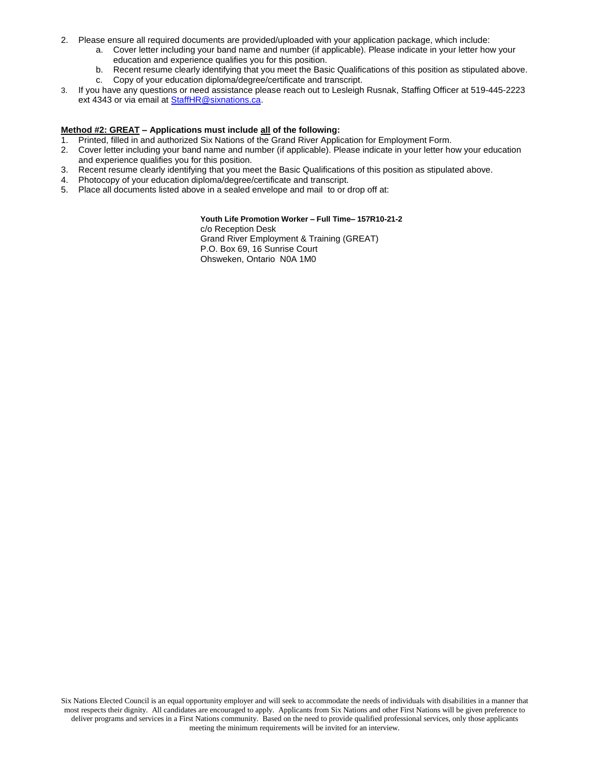2. Please ensure all required documents are provided/uploaded with your application package, which include:
   a. Cover letter including your band name and number (if applicable). Please indicate in your letter how your education and experience qualifies you for this position.
   b. Recent resume clearly identifying that you meet the Basic Qualifications of this position as stipulated above.
   c. Copy of your education diploma/degree/certificate and transcript.
3. If you have any questions or need assistance please reach out to Lesleigh Rusnak, Staffing Officer at 519-445-2223 ext 4343 or via email at StaffHR@sixnations.ca.

**<u>Method #2: GREAT</u> – Applications must include <u>all</u> of the following:**

1. Printed, filled in and authorized Six Nations of the Grand River Application for Employment Form.
2. Cover letter including your band name and number (if applicable). Please indicate in your letter how your education and experience qualifies you for this position.
3. Recent resume clearly identifying that you meet the Basic Qualifications of this position as stipulated above.
4. Photocopy of your education diploma/degree/certificate and transcript.
5. Place all documents listed above in a sealed envelope and mail to or drop off at:

**Youth Life Promotion Worker – Full Time– 157R10-21-2**
c/o Reception Desk
Grand River Employment & Training (GREAT)
P.O. Box 69, 16 Sunrise Court
Ohsweken, Ontario N0A 1M0

Six Nations Elected Council is an equal opportunity employer and will seek to accommodate the needs of individuals with disabilities in a manner that most respects their dignity. All candidates are encouraged to apply. Applicants from Six Nations and other First Nations will be given preference to deliver programs and services in a First Nations community. Based on the need to provide qualified professional services, only those applicants meeting the minimum requirements will be invited for an interview.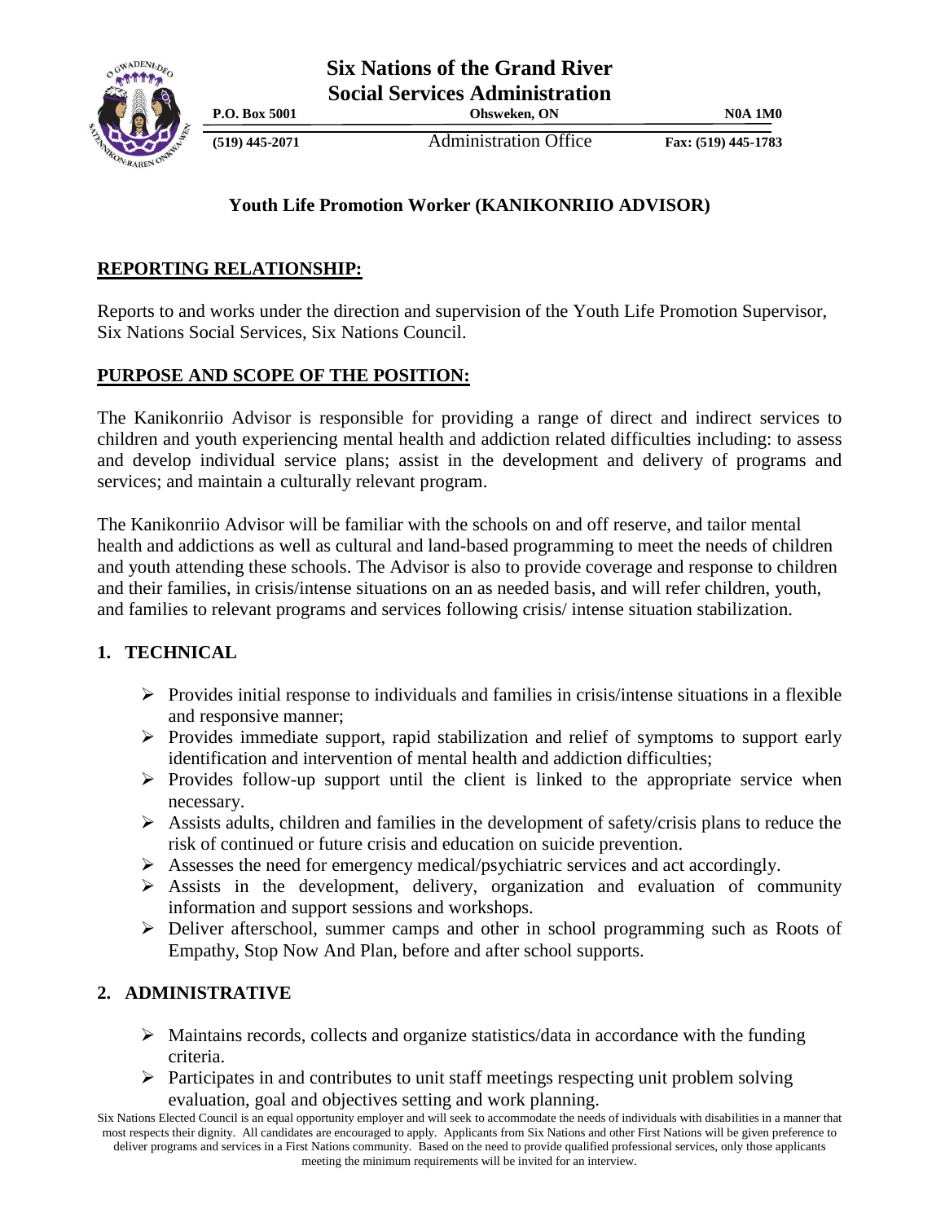# Six Nations of the Grand River
# Social Services Administration

**P.O. Box 5001** **Ohsweken, ON** **N0A 1M0**

**(519) 445-2071** Administration Office **Fax: (519) 445-1783**

## Youth Life Promotion Worker (KANIKONRIIO ADVISOR)

### REPORTING RELATIONSHIP:

Reports to and works under the direction and supervision of the Youth Life Promotion Supervisor, Six Nations Social Services, Six Nations Council.

### PURPOSE AND SCOPE OF THE POSITION:

The Kanikonriio Advisor is responsible for providing a range of direct and indirect services to children and youth experiencing mental health and addiction related difficulties including: to assess and develop individual service plans; assist in the development and delivery of programs and services; and maintain a culturally relevant program.

The Kanikonriio Advisor will be familiar with the schools on and off reserve, and tailor mental health and addictions as well as cultural and land-based programming to meet the needs of children and youth attending these schools. The Advisor is also to provide coverage and response to children and their families, in crisis/intense situations on an as needed basis, and will refer children, youth, and families to relevant programs and services following crisis/ intense situation stabilization.

### 1. TECHNICAL

- Provides initial response to individuals and families in crisis/intense situations in a flexible and responsive manner;
- Provides immediate support, rapid stabilization and relief of symptoms to support early identification and intervention of mental health and addiction difficulties;
- Provides follow-up support until the client is linked to the appropriate service when necessary.
- Assists adults, children and families in the development of safety/crisis plans to reduce the risk of continued or future crisis and education on suicide prevention.
- Assesses the need for emergency medical/psychiatric services and act accordingly.
- Assists in the development, delivery, organization and evaluation of community information and support sessions and workshops.
- Deliver afterschool, summer camps and other in school programming such as Roots of Empathy, Stop Now And Plan, before and after school supports.

### 2. ADMINISTRATIVE

- Maintains records, collects and organize statistics/data in accordance with the funding criteria.
- Participates in and contributes to unit staff meetings respecting unit problem solving evaluation, goal and objectives setting and work planning.

Six Nations Elected Council is an equal opportunity employer and will seek to accommodate the needs of individuals with disabilities in a manner that most respects their dignity. All candidates are encouraged to apply. Applicants from Six Nations and other First Nations will be given preference to deliver programs and services in a First Nations community. Based on the need to provide qualified professional services, only those applicants meeting the minimum requirements will be invited for an interview.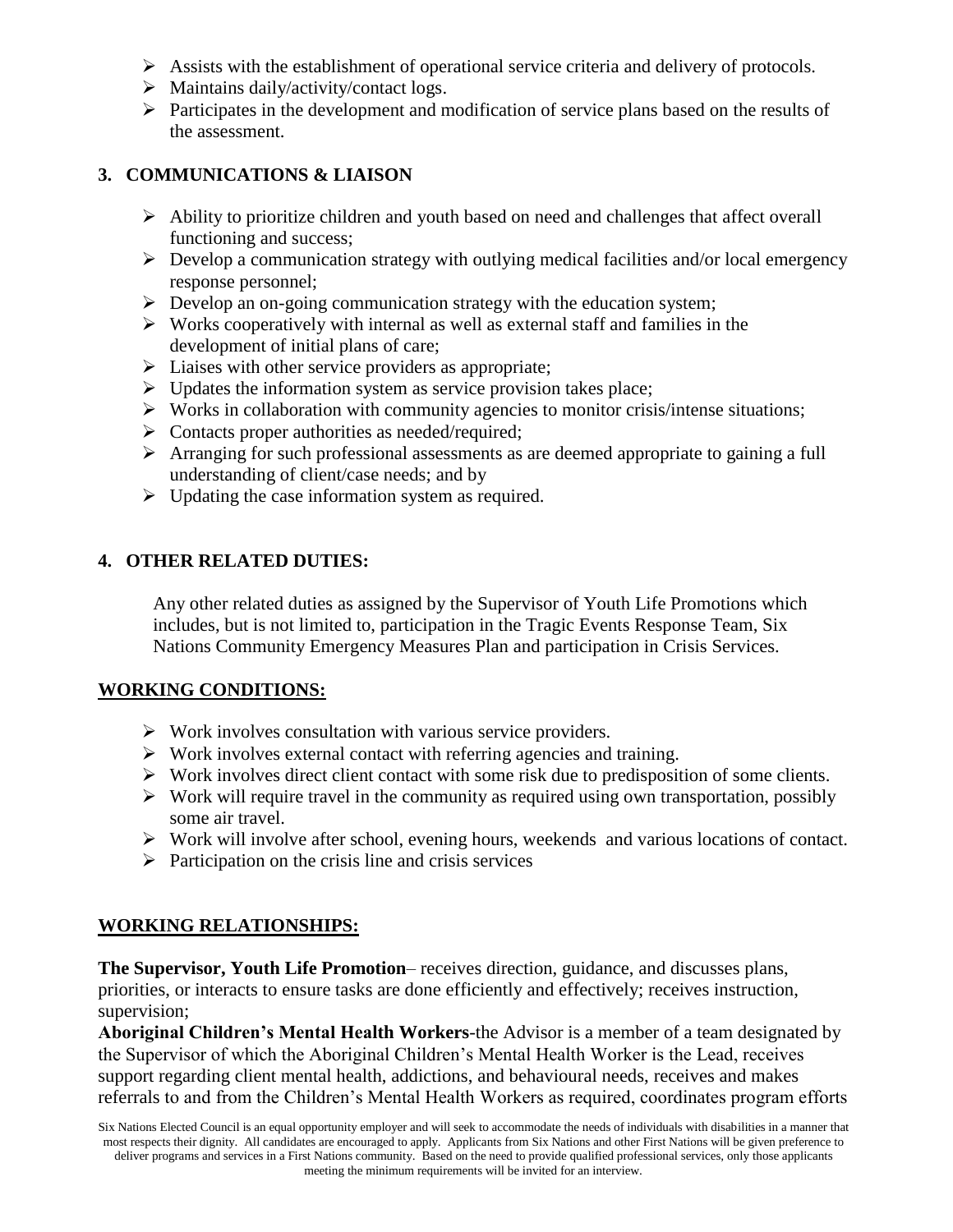- Assists with the establishment of operational service criteria and delivery of protocols.
- Maintains daily/activity/contact logs.
- Participates in the development and modification of service plans based on the results of the assessment.

### 3. COMMUNICATIONS & LIAISON

- Ability to prioritize children and youth based on need and challenges that affect overall functioning and success;
- Develop a communication strategy with outlying medical facilities and/or local emergency response personnel;
- Develop an on-going communication strategy with the education system;
- Works cooperatively with internal as well as external staff and families in the development of initial plans of care;
- Liaises with other service providers as appropriate;
- Updates the information system as service provision takes place;
- Works in collaboration with community agencies to monitor crisis/intense situations;
- Contacts proper authorities as needed/required;
- Arranging for such professional assessments as are deemed appropriate to gaining a full understanding of client/case needs; and by
- Updating the case information system as required.

### 4. OTHER RELATED DUTIES:

Any other related duties as assigned by the Supervisor of Youth Life Promotions which includes, but is not limited to, participation in the Tragic Events Response Team, Six Nations Community Emergency Measures Plan and participation in Crisis Services.

## WORKING CONDITIONS:

- Work involves consultation with various service providers.
- Work involves external contact with referring agencies and training.
- Work involves direct client contact with some risk due to predisposition of some clients.
- Work will require travel in the community as required using own transportation, possibly some air travel.
- Work will involve after school, evening hours, weekends and various locations of contact.
- Participation on the crisis line and crisis services

## WORKING RELATIONSHIPS:

**The Supervisor, Youth Life Promotion**– receives direction, guidance, and discusses plans, priorities, or interacts to ensure tasks are done efficiently and effectively; receives instruction, supervision;
**Aboriginal Children's Mental Health Workers**-the Advisor is a member of a team designated by the Supervisor of which the Aboriginal Children's Mental Health Worker is the Lead, receives support regarding client mental health, addictions, and behavioural needs, receives and makes referrals to and from the Children's Mental Health Workers as required, coordinates program efforts

Six Nations Elected Council is an equal opportunity employer and will seek to accommodate the needs of individuals with disabilities in a manner that most respects their dignity. All candidates are encouraged to apply. Applicants from Six Nations and other First Nations will be given preference to deliver programs and services in a First Nations community. Based on the need to provide qualified professional services, only those applicants meeting the minimum requirements will be invited for an interview.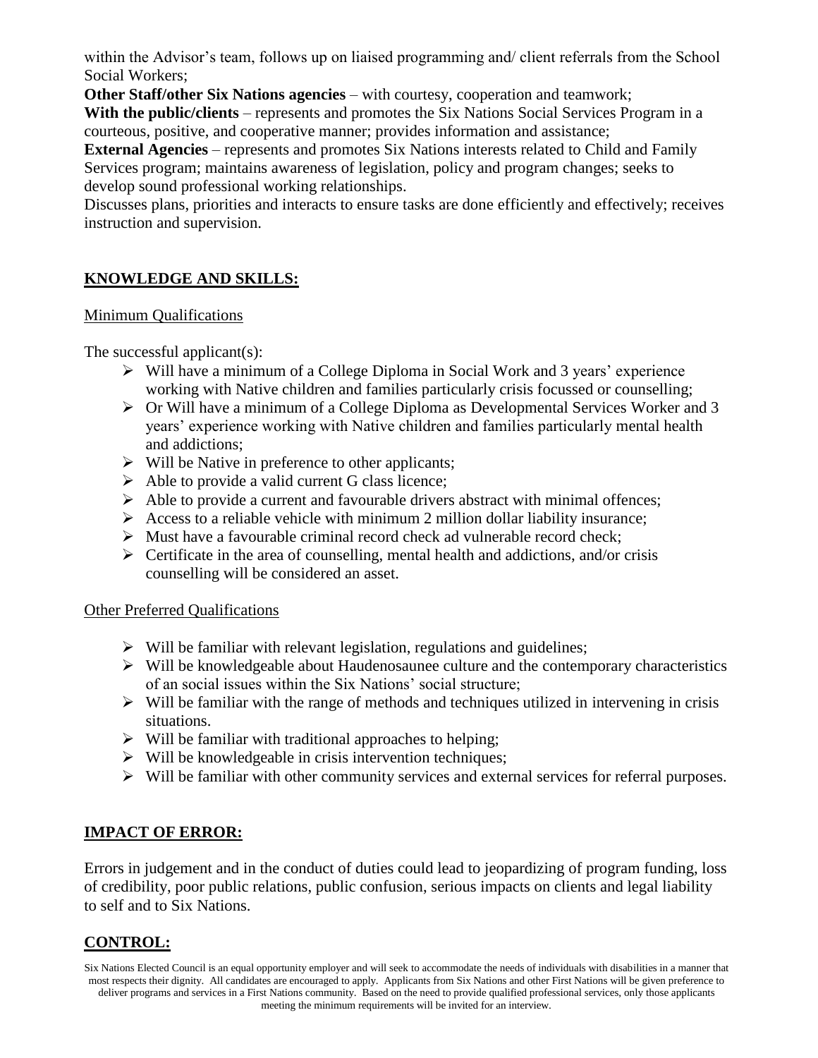within the Advisor's team, follows up on liaised programming and/ client referrals from the School Social Workers;

**Other Staff/other Six Nations agencies** – with courtesy, cooperation and teamwork;

**With the public/clients** – represents and promotes the Six Nations Social Services Program in a courteous, positive, and cooperative manner; provides information and assistance;

**External Agencies** – represents and promotes Six Nations interests related to Child and Family Services program; maintains awareness of legislation, policy and program changes; seeks to develop sound professional working relationships.

Discusses plans, priorities and interacts to ensure tasks are done efficiently and effectively; receives instruction and supervision.

## KNOWLEDGE AND SKILLS:

### Minimum Qualifications

The successful applicant(s):

- Will have a minimum of a College Diploma in Social Work and 3 years' experience working with Native children and families particularly crisis focussed or counselling;
- Or Will have a minimum of a College Diploma as Developmental Services Worker and 3 years' experience working with Native children and families particularly mental health and addictions;
- Will be Native in preference to other applicants;
- Able to provide a valid current G class licence;
- Able to provide a current and favourable drivers abstract with minimal offences;
- Access to a reliable vehicle with minimum 2 million dollar liability insurance;
- Must have a favourable criminal record check ad vulnerable record check;
- Certificate in the area of counselling, mental health and addictions, and/or crisis counselling will be considered an asset.

### Other Preferred Qualifications

- Will be familiar with relevant legislation, regulations and guidelines;
- Will be knowledgeable about Haudenosaunee culture and the contemporary characteristics of an social issues within the Six Nations' social structure;
- Will be familiar with the range of methods and techniques utilized in intervening in crisis situations.
- Will be familiar with traditional approaches to helping;
- Will be knowledgeable in crisis intervention techniques;
- Will be familiar with other community services and external services for referral purposes.

## IMPACT OF ERROR:

Errors in judgement and in the conduct of duties could lead to jeopardizing of program funding, loss of credibility, poor public relations, public confusion, serious impacts on clients and legal liability to self and to Six Nations.

## CONTROL:

Six Nations Elected Council is an equal opportunity employer and will seek to accommodate the needs of individuals with disabilities in a manner that most respects their dignity. All candidates are encouraged to apply. Applicants from Six Nations and other First Nations will be given preference to deliver programs and services in a First Nations community. Based on the need to provide qualified professional services, only those applicants meeting the minimum requirements will be invited for an interview.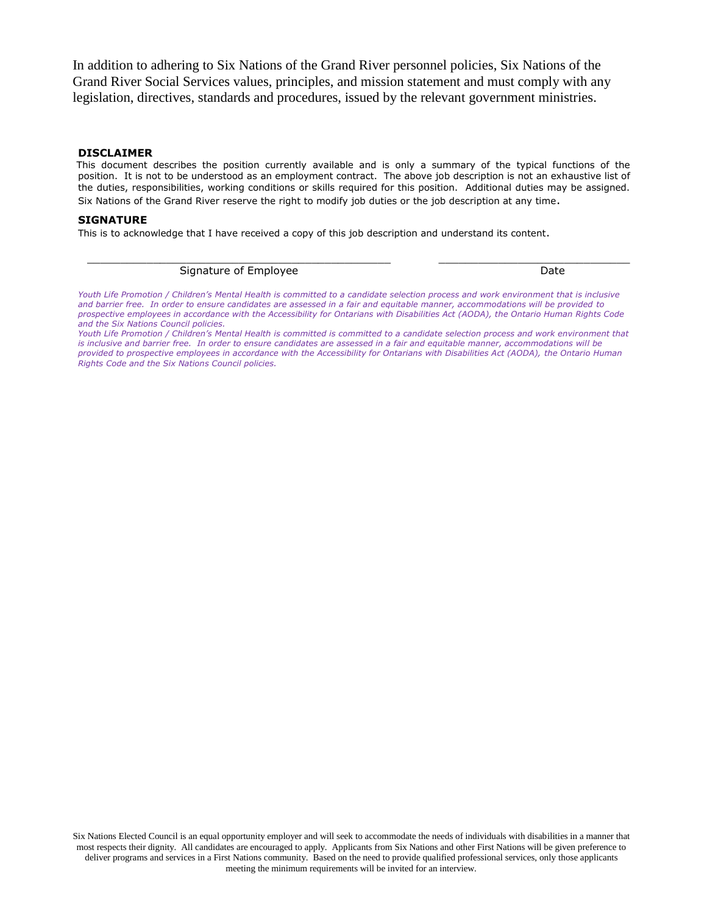In addition to adhering to Six Nations of the Grand River personnel policies, Six Nations of the Grand River Social Services values, principles, and mission statement and must comply with any legislation, directives, standards and procedures, issued by the relevant government ministries.

**DISCLAIMER**

This document describes the position currently available and is only a summary of the typical functions of the position. It is not to be understood as an employment contract. The above job description is not an exhaustive list of the duties, responsibilities, working conditions or skills required for this position. Additional duties may be assigned. Six Nations of the Grand River reserve the right to modify job duties or the job description at any time.

**SIGNATURE**

This is to acknowledge that I have received a copy of this job description and understand its content.

\_\_\_\_\_\_\_\_\_\_\_\_\_\_\_\_\_\_\_\_\_\_\_\_\_\_\_\_\_\_\_\_\_\_\_\_\_\_\_\_\_\_\_\_ \_\_\_\_\_\_\_\_\_\_\_\_\_\_\_\_\_\_\_\_\_\_\_\_\_\_\_\_
Signature of Employee Date

*Youth Life Promotion / Children's Mental Health is committed to a candidate selection process and work environment that is inclusive and barrier free. In order to ensure candidates are assessed in a fair and equitable manner, accommodations will be provided to prospective employees in accordance with the Accessibility for Ontarians with Disabilities Act (AODA), the Ontario Human Rights Code and the Six Nations Council policies.*

*Youth Life Promotion / Children's Mental Health is committed is committed to a candidate selection process and work environment that is inclusive and barrier free. In order to ensure candidates are assessed in a fair and equitable manner, accommodations will be provided to prospective employees in accordance with the Accessibility for Ontarians with Disabilities Act (AODA), the Ontario Human Rights Code and the Six Nations Council policies.*

Six Nations Elected Council is an equal opportunity employer and will seek to accommodate the needs of individuals with disabilities in a manner that most respects their dignity. All candidates are encouraged to apply. Applicants from Six Nations and other First Nations will be given preference to deliver programs and services in a First Nations community. Based on the need to provide qualified professional services, only those applicants meeting the minimum requirements will be invited for an interview.